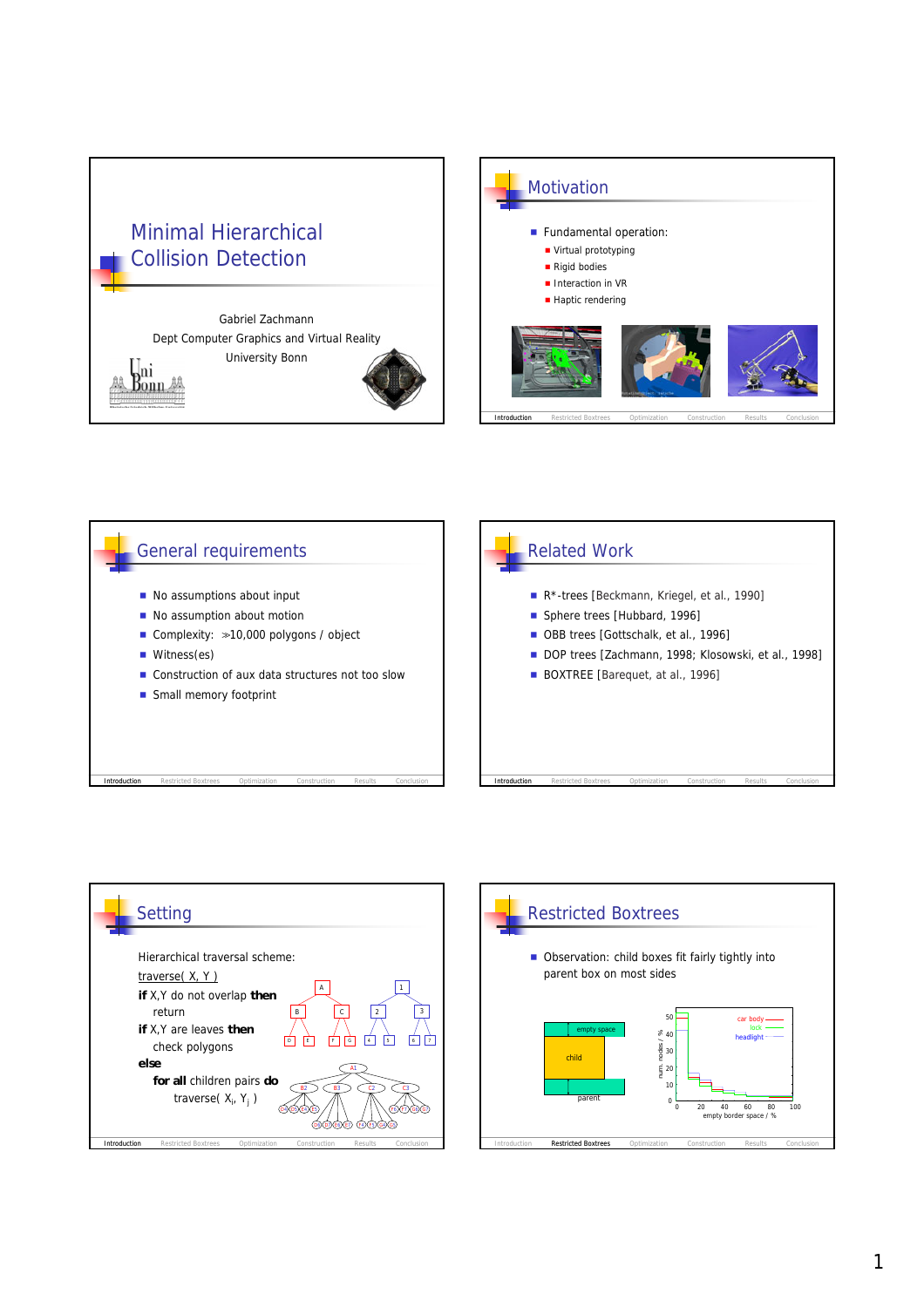# Minimal Hierarchical Collision Detection

Gabriel Zachmann

Dept Computer Graphics and Virtual Reality

University Bonn

## Motivation

- Fundamental operation:
  - Virtual prototyping
  - Rigid bodies
  - Interaction in VR
  - Haptic rendering

## General requirements

- No assumptions about input
- No assumption about motion
- Complexity: ≫10,000 polygons / object
- Witness(es)
- Construction of aux data structures not too slow
- Small memory footprint

## Related Work

- R*-trees [Beckmann, Kriegel, et al., 1990]
- Sphere trees [Hubbard, 1996]
- OBB trees [Gottschalk, et al., 1996]
- DOP trees [Zachmann, 1998; Klosowski, et al., 1998]
- BOXTREE [Barequet, at al., 1996]

## Setting

Hierarchical traversal scheme:

traverse( X, Y )

**if** X,Y do not overlap **then**
  return
**if** X,Y are leaves **then**
  check polygons
**else**
  **for all** children pairs **do**
    traverse( $X_i$, $Y_j$ )

A
B C
D E F G
1
2 3
4 5 6 7
A1
B2 B3 C2 C3

## Restricted Boxtrees

- Observation: child boxes fit fairly tightly into parent box on most sides

empty space
child
parent

car body
lock
headlight
num. nodes / %
50
40
30
20
10
0
0 20 40 60 80 100
empty border space / %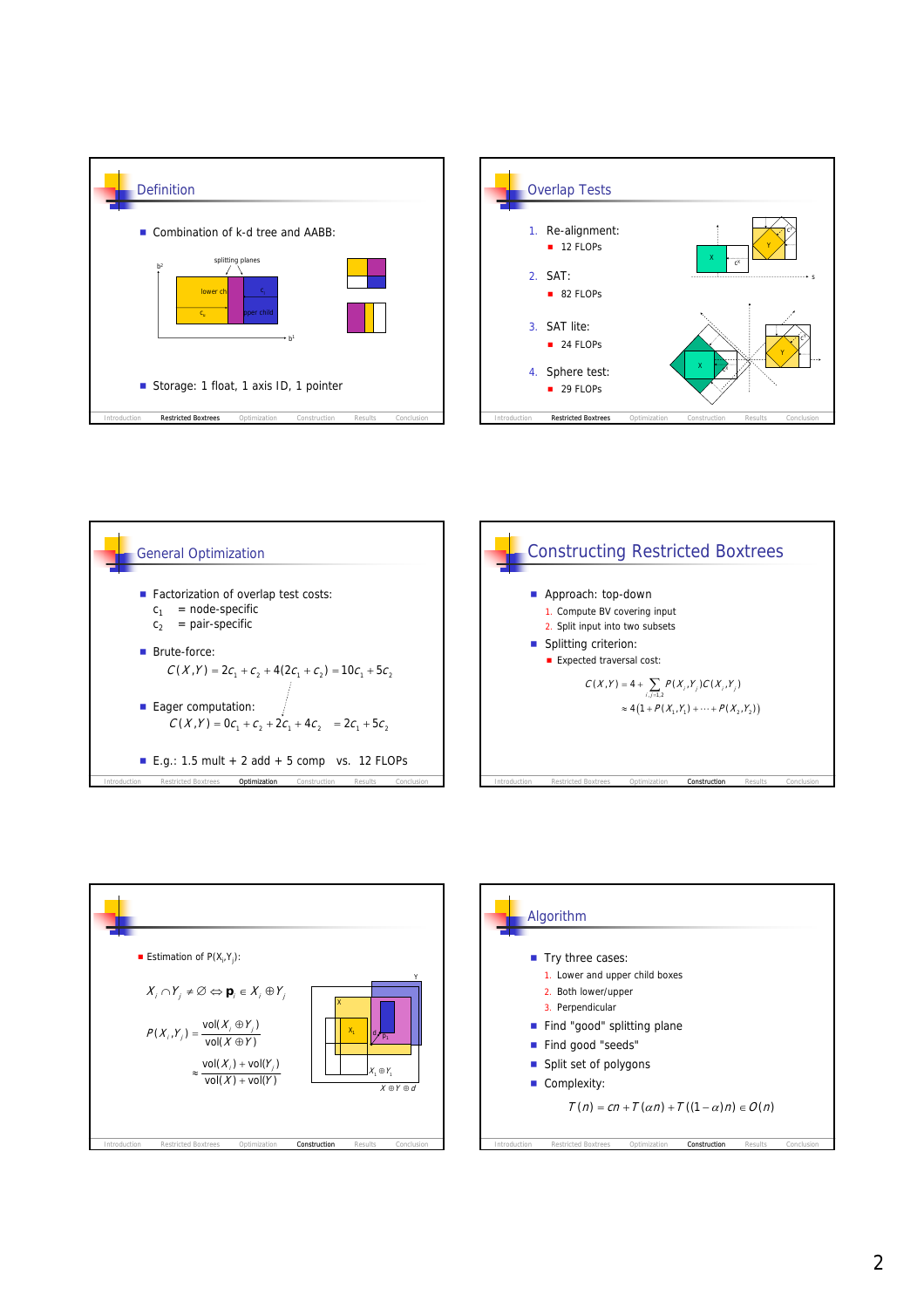## Definition

- Combination of k-d tree and AABB:

splitting planes

lower child

upper child

$c_l$

$c_u$

$b^1$

$b^2$

- Storage: 1 float, 1 axis ID, 1 pointer

## Overlap Tests

1. Re-alignment:
   - 12 FLOPs
2. SAT:
   - 82 FLOPs
3. SAT lite:
   - 24 FLOPs
4. Sphere test:
   - 29 FLOPs

## General Optimization

- Factorization of overlap test costs:
  $c_1$ = node-specific
  $c_2$ = pair-specific
- Brute-force:
  $$C(X,Y) = 2c_1 + c_2 + 4(2c_1 + c_2) = 10c_1 + 5c_2$$
- Eager computation:
  $$C(X,Y) = 0c_1 + c_2 + 2c_1 + 4c_2 \quad = 2c_1 + 5c_2$$
- E.g.: 1.5 mult + 2 add + 5 comp vs. 12 FLOPs

## Constructing Restricted Boxtrees

- Approach: top-down
  1. Compute BV covering input
  2. Split input into two subsets
- Splitting criterion:
  - Expected traversal cost:

$$C(X,Y) = 4 + \sum_{i,j=1,2} P(X_i,Y_j)C(X_i,Y_j)$$
$$\approx 4(1 + P(X_1,Y_1) + \cdots + P(X_2,Y_2))$$

- Estimation of $P(X_i,Y_j)$:

$$X_i \cap Y_j \neq \emptyset \Leftrightarrow \mathbf{p}_i \in X_i \oplus Y_j$$

$$P(X_i,Y_j) = \frac{\text{vol}(X_i \oplus Y_j)}{\text{vol}(X \oplus Y)}$$

$$\approx \frac{\text{vol}(X_i) + \text{vol}(Y_j)}{\text{vol}(X) + \text{vol}(Y)}$$

Y

X

$X_1$

$P_1$

d

$X_1 \oplus Y_1$

$X \oplus Y \oplus d$

## Algorithm

- Try three cases:
  1. Lower and upper child boxes
  2. Both lower/upper
  3. Perpendicular
- Find "good" splitting plane
- Find good "seeds"
- Split set of polygons
- Complexity:

$$T(n) = cn + T(\alpha n) + T((1-\alpha)n) \in O(n)$$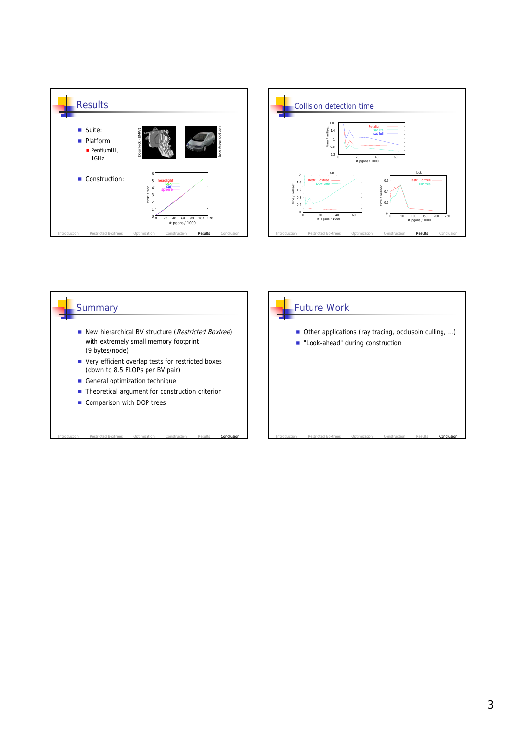## Results

- Suite:
- Platform:
  - PentiumIII, 1GHz
- Construction:

Door lock (BMW)

Car (courtesy VW)

headlight
lock
car
sphere

time / sec

# pgons / 1000

## Collision detection time

Re-alignm
sat lite
sat full

time / millisec

# pgons / 1000

car

Restr. Boxtree
DOP tree

lock

Restr. Boxtree
DOP tree

## Summary

- New hierarchical BV structure (*Restricted Boxtree*) with extremely small memory footprint (9 bytes/node)
- Very efficient overlap tests for restricted boxes (down to 8.5 FLOPs per BV pair)
- General optimization technique
- Theoretical argument for construction criterion
- Comparison with DOP trees

## Future Work

- Other applications (ray tracing, occlusoin culling, ...)
- "Look-ahead" during construction